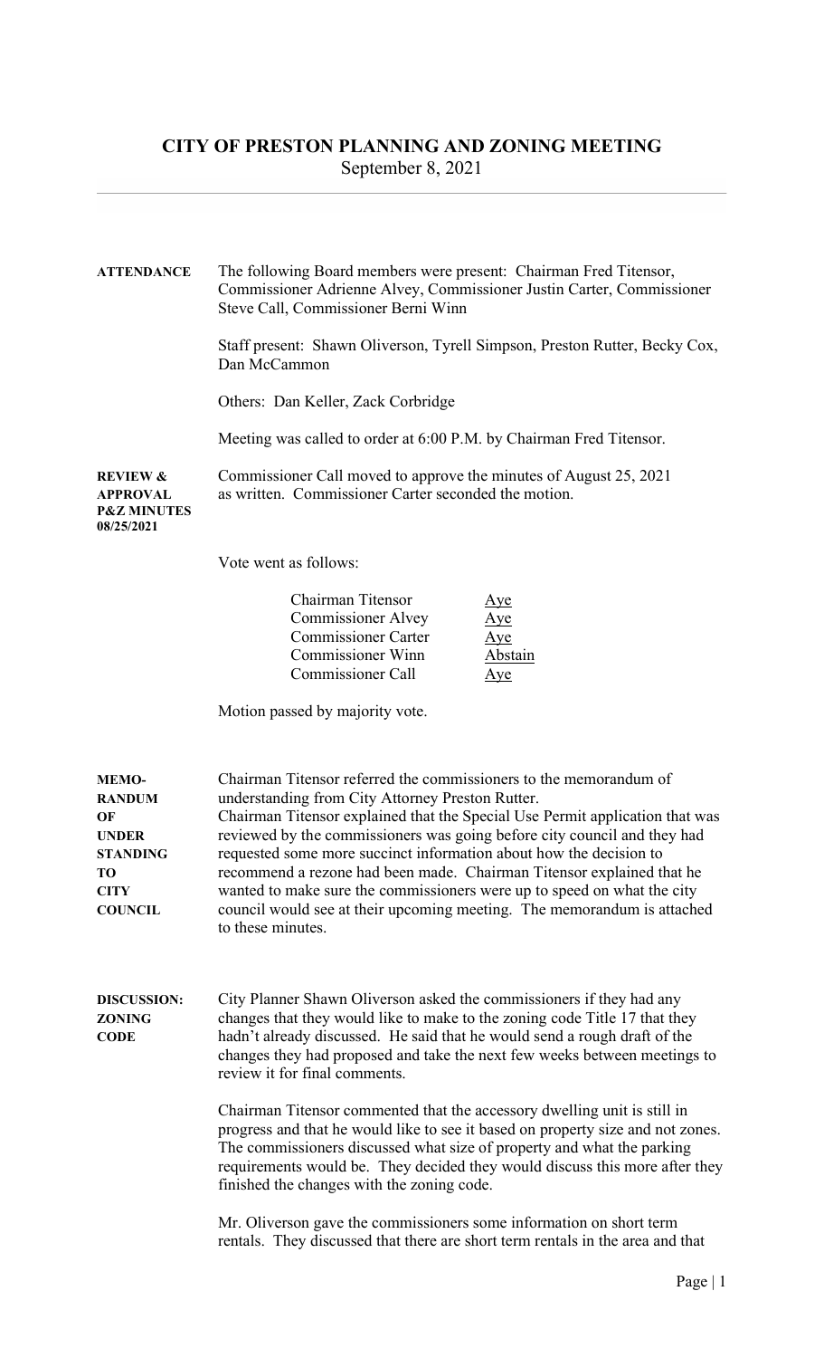# CITY OF PRESTON PLANNING AND ZONING MEETING

September 8, 2021

**ATTENDANCE**

The following Board members were present: Chairman Fred Titensor, Commissioner Adrienne Alvey, Commissioner Justin Carter, Commissioner Steve Call, Commissioner Berni Winn

Staff present: Shawn Oliverson, Tyrell Simpson, Preston Rutter, Becky Cox, Dan McCammon

Others: Dan Keller, Zack Corbridge

Meeting was called to order at 6:00 P.M. by Chairman Fred Titensor.

**REVIEW & APPROVAL P&Z MINUTES 08/25/2021**

Commissioner Call moved to approve the minutes of August 25, 2021 as written. Commissioner Carter seconded the motion.

Vote went as follows:

| | |
|---|---|
| Chairman Titensor | Aye |
| Commissioner Alvey | Aye |
| Commissioner Carter | Aye |
| Commissioner Winn | Abstain |
| Commissioner Call | Aye |

Motion passed by majority vote.

**MEMORANDUM OF UNDERSTANDING TO CITY COUNCIL**

Chairman Titensor referred the commissioners to the memorandum of understanding from City Attorney Preston Rutter.

Chairman Titensor explained that the Special Use Permit application that was reviewed by the commissioners was going before city council and they had requested some more succinct information about how the decision to recommend a rezone had been made. Chairman Titensor explained that he wanted to make sure the commissioners were up to speed on what the city council would see at their upcoming meeting. The memorandum is attached to these minutes.

**DISCUSSION: ZONING CODE**

City Planner Shawn Oliverson asked the commissioners if they had any changes that they would like to make to the zoning code Title 17 that they hadn't already discussed. He said that he would send a rough draft of the changes they had proposed and take the next few weeks between meetings to review it for final comments.

Chairman Titensor commented that the accessory dwelling unit is still in progress and that he would like to see it based on property size and not zones. The commissioners discussed what size of property and what the parking requirements would be. They decided they would discuss this more after they finished the changes with the zoning code.

Mr. Oliverson gave the commissioners some information on short term rentals. They discussed that there are short term rentals in the area and that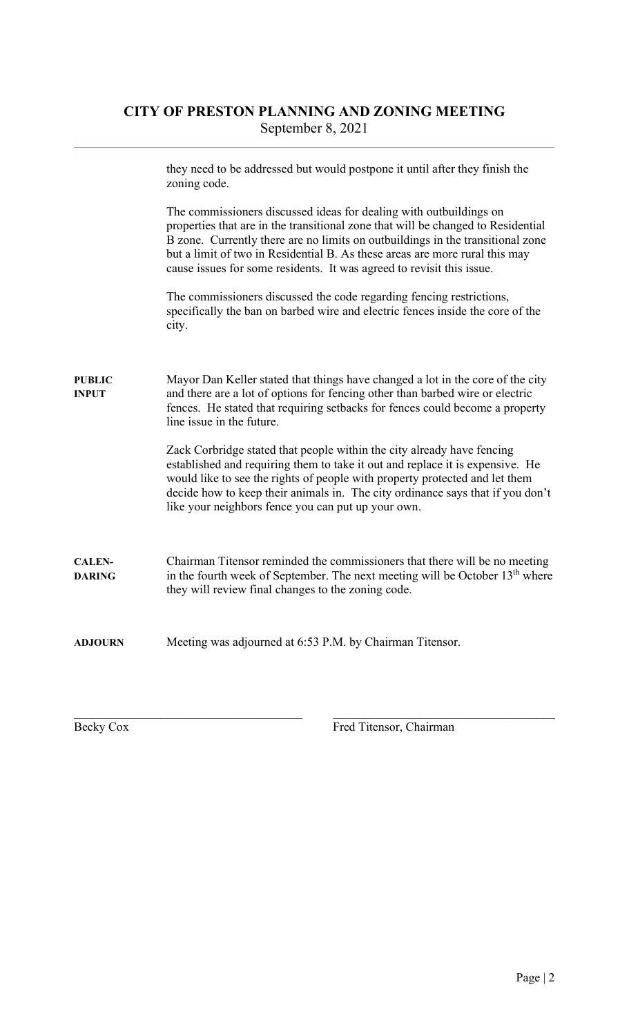they need to be addressed but would postpone it until after they finish the zoning code.

The commissioners discussed ideas for dealing with outbuildings on properties that are in the transitional zone that will be changed to Residential B zone. Currently there are no limits on outbuildings in the transitional zone but a limit of two in Residential B. As these areas are more rural this may cause issues for some residents. It was agreed to revisit this issue.

The commissioners discussed the code regarding fencing restrictions, specifically the ban on barbed wire and electric fences inside the core of the city.

**PUBLIC INPUT**

Mayor Dan Keller stated that things have changed a lot in the core of the city and there are a lot of options for fencing other than barbed wire or electric fences. He stated that requiring setbacks for fences could become a property line issue in the future.

Zack Corbridge stated that people within the city already have fencing established and requiring them to take it out and replace it is expensive. He would like to see the rights of people with property protected and let them decide how to keep their animals in. The city ordinance says that if you don't like your neighbors fence you can put up your own.

**CALENDARING**

Chairman Titensor reminded the commissioners that there will be no meeting in the fourth week of September. The next meeting will be October 13th where they will review final changes to the zoning code.

**ADJOURN**

Meeting was adjourned at 6:53 P.M. by Chairman Titensor.

Becky Cox

Fred Titensor, Chairman